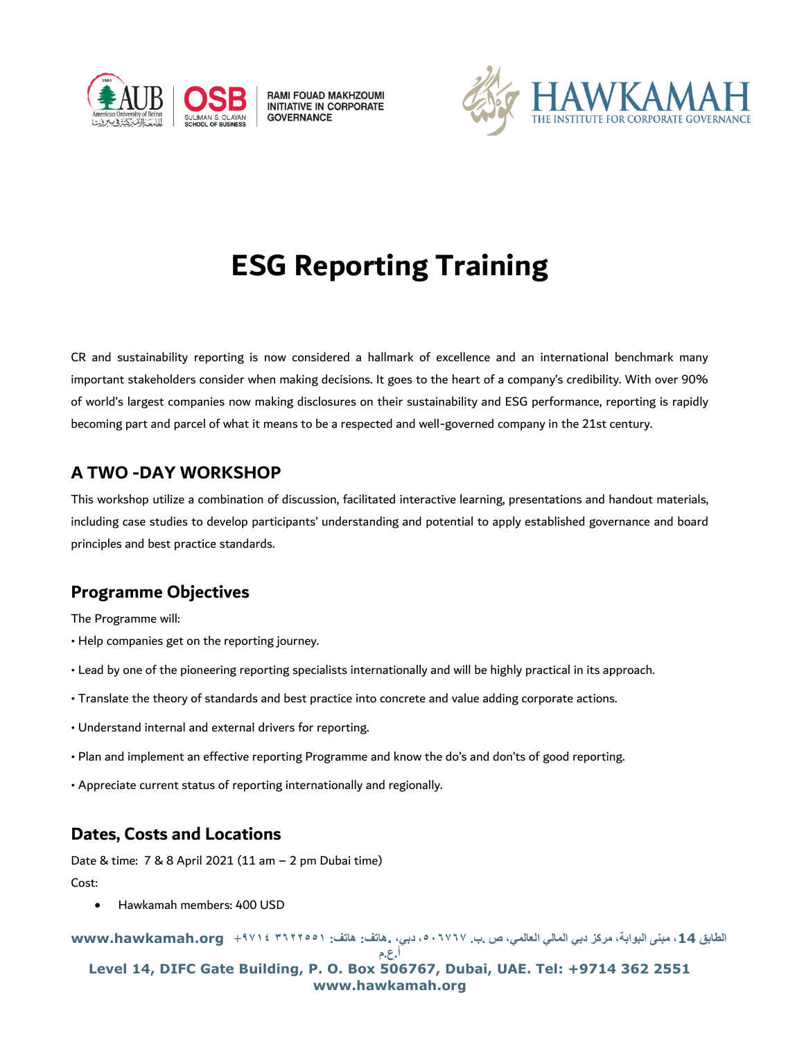# ESG Reporting Training

CR and sustainability reporting is now considered a hallmark of excellence and an international benchmark many important stakeholders consider when making decisions. It goes to the heart of a company's credibility. With over 90% of world's largest companies now making disclosures on their sustainability and ESG performance, reporting is rapidly becoming part and parcel of what it means to be a respected and well-governed company in the 21st century.

## A TWO -DAY WORKSHOP

This workshop utilize a combination of discussion, facilitated interactive learning, presentations and handout materials, including case studies to develop participants' understanding and potential to apply established governance and board principles and best practice standards.

## Programme Objectives

The Programme will:

• Help companies get on the reporting journey.

• Lead by one of the pioneering reporting specialists internationally and will be highly practical in its approach.

• Translate the theory of standards and best practice into concrete and value adding corporate actions.

• Understand internal and external drivers for reporting.

• Plan and implement an effective reporting Programme and know the do's and don'ts of good reporting.

• Appreciate current status of reporting internationally and regionally.

## Dates, Costs and Locations

Date & time: 7 & 8 April 2021 (11 am – 2 pm Dubai time)

Cost:

- Hawkamah members: 400 USD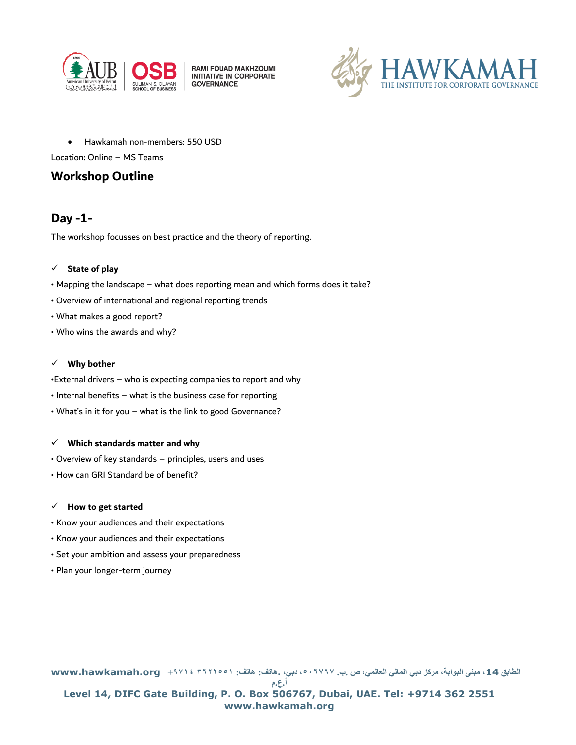- Hawkamah non-members: 550 USD

Location: Online – MS Teams

## Workshop Outline

## Day -1-

The workshop focusses on best practice and the theory of reporting.

✓ **State of play**

- Mapping the landscape – what does reporting mean and which forms does it take?
- Overview of international and regional reporting trends
- What makes a good report?
- Who wins the awards and why?

✓ **Why bother**

- External drivers – who is expecting companies to report and why
- Internal benefits – what is the business case for reporting
- What's in it for you – what is the link to good Governance?

✓ **Which standards matter and why**

- Overview of key standards – principles, users and uses
- How can GRI Standard be of benefit?

✓ **How to get started**

- Know your audiences and their expectations
- Know your audiences and their expectations
- Set your ambition and assess your preparedness
- Plan your longer-term journey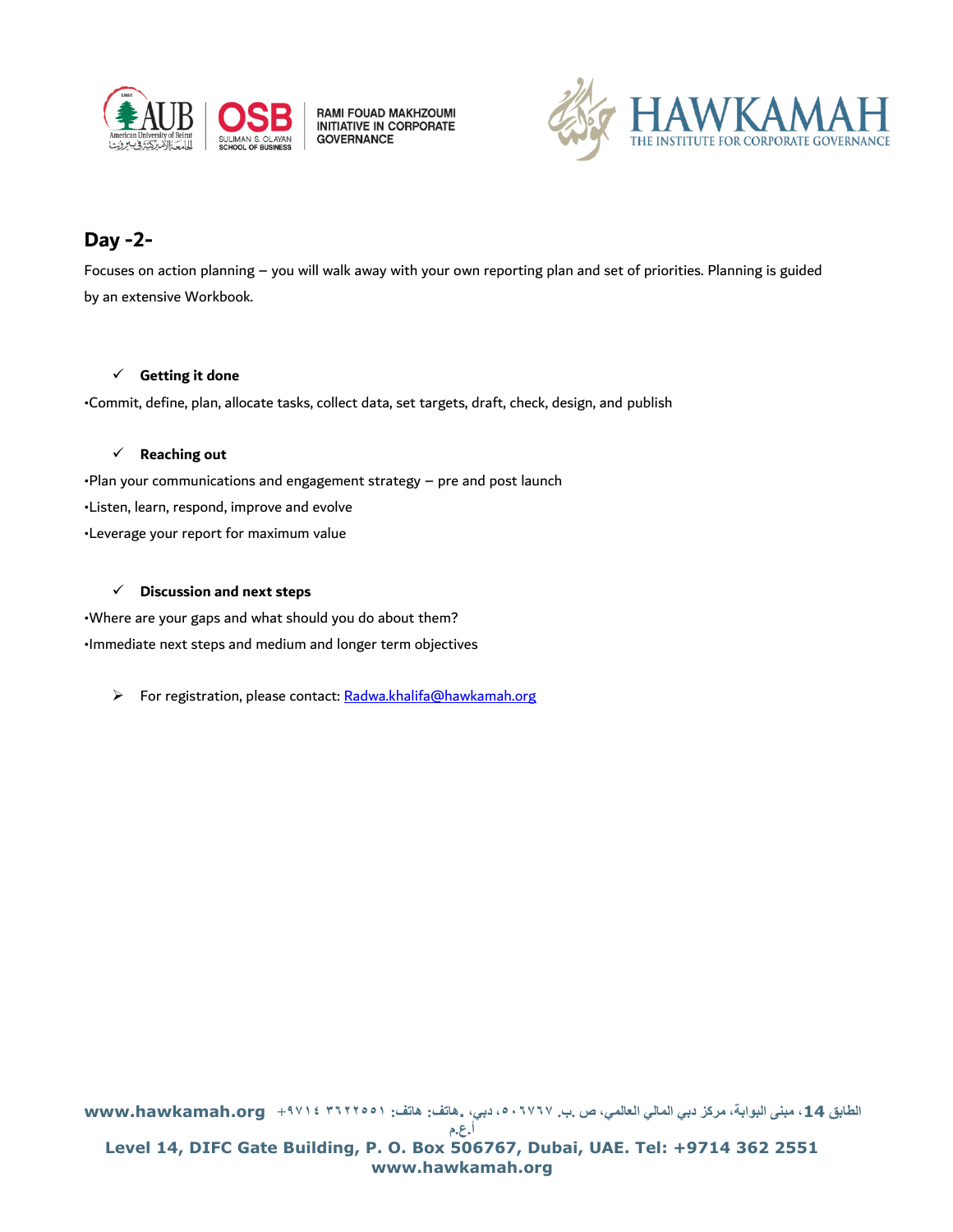## Day -2-

Focuses on action planning – you will walk away with your own reporting plan and set of priorities. Planning is guided by an extensive Workbook.

- ✓ **Getting it done**

•Commit, define, plan, allocate tasks, collect data, set targets, draft, check, design, and publish

- ✓ **Reaching out**

•Plan your communications and engagement strategy – pre and post launch

•Listen, learn, respond, improve and evolve

•Leverage your report for maximum value

- ✓ **Discussion and next steps**

•Where are your gaps and what should you do about them?

•Immediate next steps and medium and longer term objectives

- ➢ For registration, please contact: Radwa.khalifa@hawkamah.org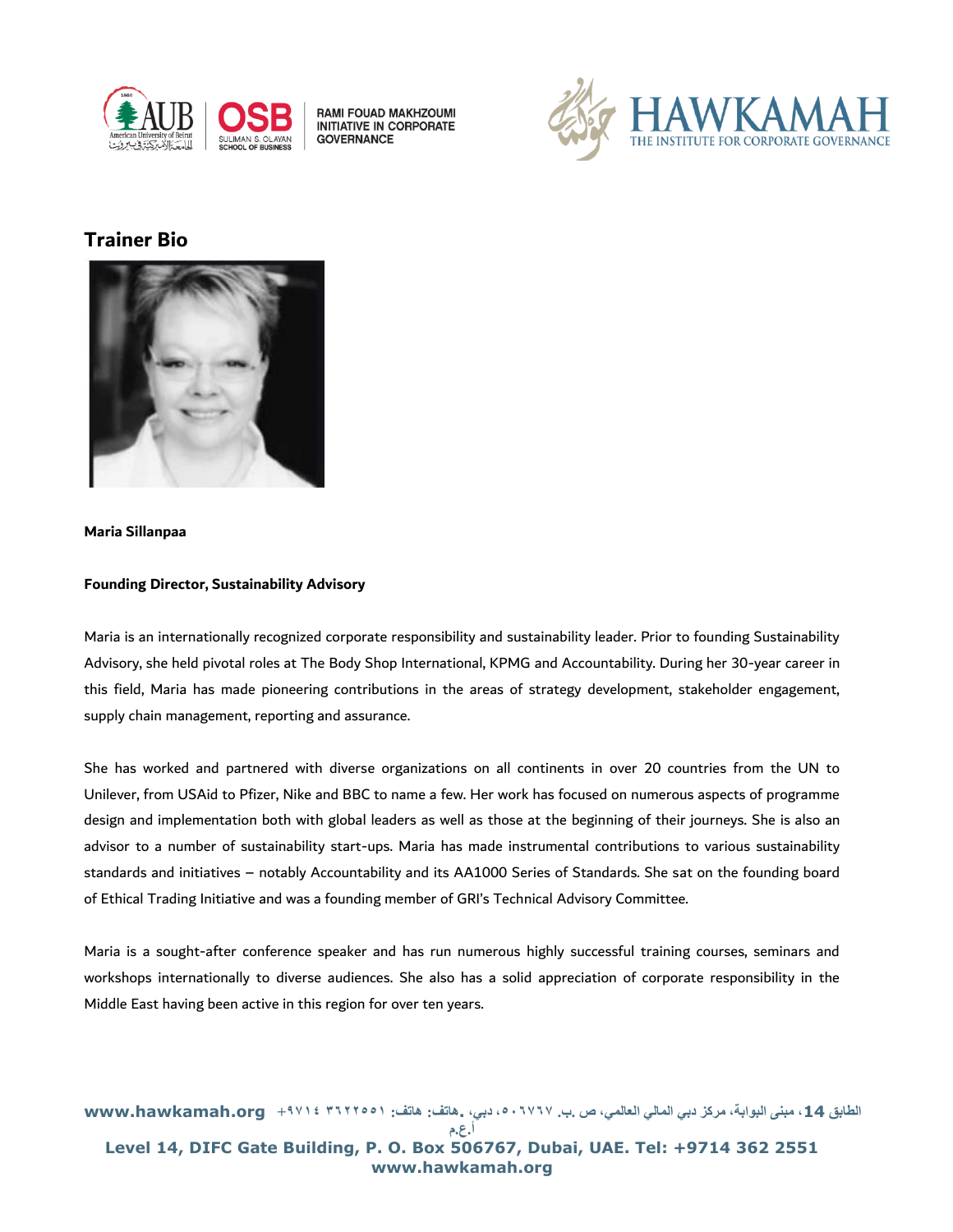## Trainer Bio

**Maria Sillanpaa**

**Founding Director, Sustainability Advisory**

Maria is an internationally recognized corporate responsibility and sustainability leader. Prior to founding Sustainability Advisory, she held pivotal roles at The Body Shop International, KPMG and Accountability. During her 30-year career in this field, Maria has made pioneering contributions in the areas of strategy development, stakeholder engagement, supply chain management, reporting and assurance.

She has worked and partnered with diverse organizations on all continents in over 20 countries from the UN to Unilever, from USAid to Pfizer, Nike and BBC to name a few. Her work has focused on numerous aspects of programme design and implementation both with global leaders as well as those at the beginning of their journeys. She is also an advisor to a number of sustainability start-ups. Maria has made instrumental contributions to various sustainability standards and initiatives – notably Accountability and its AA1000 Series of Standards. She sat on the founding board of Ethical Trading Initiative and was a founding member of GRI's Technical Advisory Committee.

Maria is a sought-after conference speaker and has run numerous highly successful training courses, seminars and workshops internationally to diverse audiences. She also has a solid appreciation of corporate responsibility in the Middle East having been active in this region for over ten years.